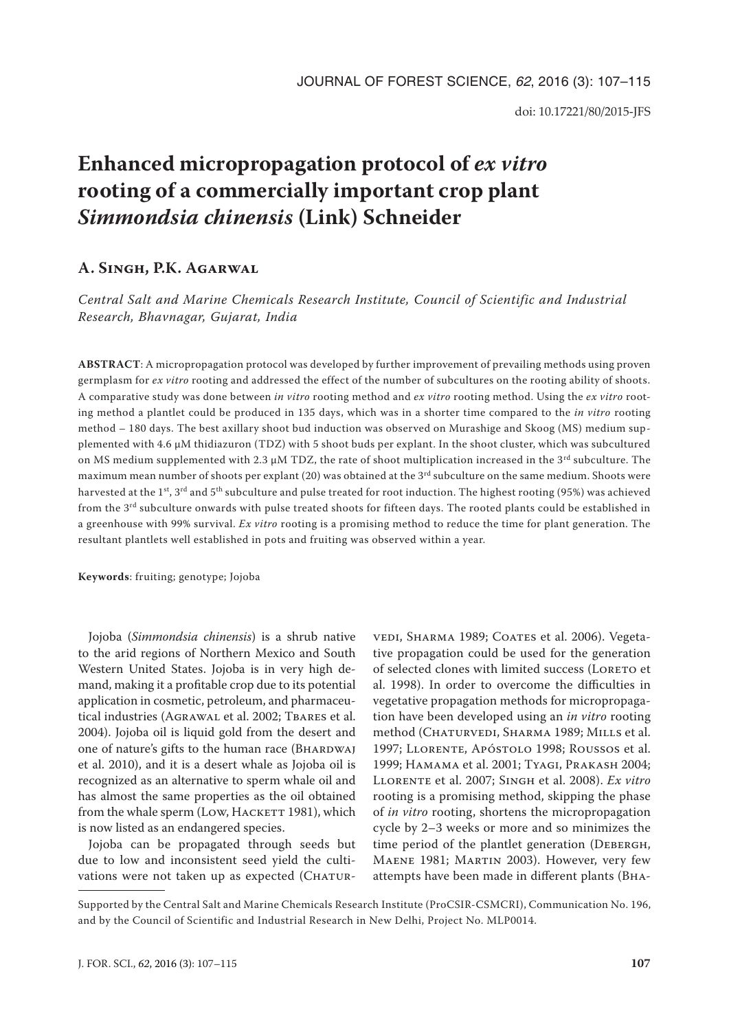# Enhanced micropropagation protocol of *ex vitro* rooting of a commercially important crop plant *Simmondsia chinensis* (Link) Schneider

## A. Singh, P.K. Agarwal

*Central Salt and Marine Chemicals Research Institute, Council of Scientific and Industrial Research, Bhavnagar, Gujarat, India*

**ABSTRACT**: A micropropagation protocol was developed by further improvement of prevailing methods using proven germplasm for *ex vitro* rooting and addressed the effect of the number of subcultures on the rooting ability of shoots. A comparative study was done between *in vitro* rooting method and *ex vitro* rooting method. Using the *ex vitro* rooting method a plantlet could be produced in 135 days, which was in a shorter time compared to the *in vitro* rooting method – 180 days. The best axillary shoot bud induction was observed on Murashige and Skoog (MS) medium supplemented with 4.6 µM thidiazuron (TDZ) with 5 shoot buds per explant. In the shoot cluster, which was subcultured on MS medium supplemented with 2.3 µM TDZ, the rate of shoot multiplication increased in the 3[rd] subculture. The maximum mean number of shoots per explant (20) was obtained at the 3[rd] subculture on the same medium. Shoots were harvested at the 1[st], 3[rd] and 5[th] subculture and pulse treated for root induction. The highest rooting (95%) was achieved from the 3[rd] subculture onwards with pulse treated shoots for fifteen days. The rooted plants could be established in a greenhouse with 99% survival. *Ex vitro* rooting is a promising method to reduce the time for plant generation. The resultant plantlets well established in pots and fruiting was observed within a year.

**Keywords**: fruiting; genotype; Jojoba

Jojoba (*Simmondsia chinensis*) is a shrub native to the arid regions of Northern Mexico and South Western United States. Jojoba is in very high demand, making it a profitable crop due to its potential application in cosmetic, petroleum, and pharmaceutical industries (Agrawal et al. 2002; Tbares et al. 2004). Jojoba oil is liquid gold from the desert and one of nature's gifts to the human race (Bhardwaj et al. 2010), and it is a desert whale as Jojoba oil is recognized as an alternative to sperm whale oil and has almost the same properties as the oil obtained from the whale sperm (Low, Hackett 1981), which is now listed as an endangered species.

Jojoba can be propagated through seeds but due to low and inconsistent seed yield the cultivations were not taken up as expected (Chaturvedi, Sharma 1989; Coates et al. 2006). Vegetative propagation could be used for the generation of selected clones with limited success (Loreto et al. 1998). In order to overcome the difficulties in vegetative propagation methods for micropropagation have been developed using an *in vitro* rooting method (Chaturvedi, Sharma 1989; Mills et al. 1997; Llorente, Apóstolo 1998; Roussos et al. 1999; Hamama et al. 2001; Tyagi, Prakash 2004; Llorente et al. 2007; Singh et al. 2008). *Ex vitro* rooting is a promising method, skipping the phase of *in vitro* rooting, shortens the micropropagation cycle by 2–3 weeks or more and so minimizes the time period of the plantlet generation (Debergh, Maene 1981; Martin 2003). However, very few attempts have been made in different plants (Bha-

---

Supported by the Central Salt and Marine Chemicals Research Institute (ProCSIR-CSMCRI), Communication No. 196, and by the Council of Scientific and Industrial Research in New Delhi, Project No. MLP0014.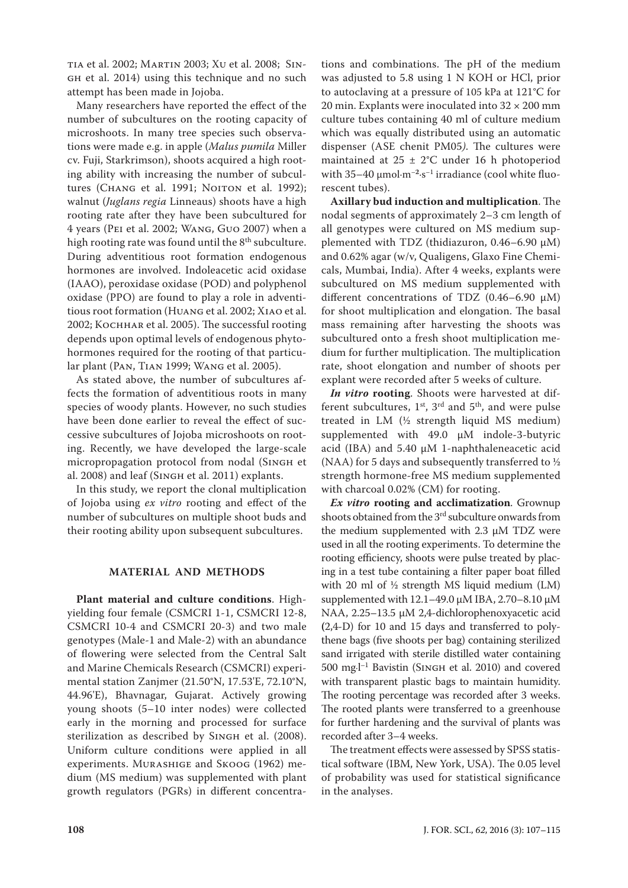tia et al. 2002; Martin 2003; Xu et al. 2008; Singh et al. 2014) using this technique and no such attempt has been made in Jojoba.

Many researchers have reported the effect of the number of subcultures on the rooting capacity of microshoots. In many tree species such observations were made e.g. in apple (*Malus pumila* Miller cv. Fuji, Starkrimson), shoots acquired a high rooting ability with increasing the number of subcultures (Chang et al. 1991; Noiton et al. 1992); walnut (*Juglans regia* Linneaus) shoots have a high rooting rate after they have been subcultured for 4 years (Pei et al. 2002; Wang, Guo 2007) when a high rooting rate was found until the 8th subculture. During adventitious root formation endogenous hormones are involved. Indoleacetic acid oxidase (IAAO), peroxidase oxidase (POD) and polyphenol oxidase (PPO) are found to play a role in adventitious root formation (Huang et al. 2002; Xiao et al. 2002; Kochhar et al. 2005). The successful rooting depends upon optimal levels of endogenous phytohormones required for the rooting of that particular plant (Pan, Tian 1999; Wang et al. 2005).

As stated above, the number of subcultures affects the formation of adventitious roots in many species of woody plants. However, no such studies have been done earlier to reveal the effect of successive subcultures of Jojoba microshoots on rooting. Recently, we have developed the large-scale micropropagation protocol from nodal (Singh et al. 2008) and leaf (Singh et al. 2011) explants.

In this study, we report the clonal multiplication of Jojoba using *ex vitro* rooting and effect of the number of subcultures on multiple shoot buds and their rooting ability upon subsequent subcultures.

## MATERIAL AND METHODS

**Plant material and culture conditions**. High-yielding four female (CSMCRI 1-1, CSMCRI 12-8, CSMCRI 10-4 and CSMCRI 20-3) and two male genotypes (Male-1 and Male-2) with an abundance of flowering were selected from the Central Salt and Marine Chemicals Research (CSMCRI) experimental station Zanjmer (21.50°N, 17.53'E, 72.10°N, 44.96'E), Bhavnagar, Gujarat. Actively growing young shoots (5–10 inter nodes) were collected early in the morning and processed for surface sterilization as described by Singh et al. (2008). Uniform culture conditions were applied in all experiments. Murashige and Skoog (1962) medium (MS medium) was supplemented with plant growth regulators (PGRs) in different concentrations and combinations. The pH of the medium was adjusted to 5.8 using 1 N KOH or HCl, prior to autoclaving at a pressure of 105 kPa at 121°C for 20 min. Explants were inoculated into 32 × 200 mm culture tubes containing 40 ml of culture medium which was equally distributed using an automatic dispenser (ASE chenit PM05*)*. The cultures were maintained at 25 ± 2°C under 16 h photoperiod with 35–40 μmol·m$^{-2}$·s$^{-1}$ irradiance (cool white fluorescent tubes).

**Axillary bud induction and multiplication**. The nodal segments of approximately 2–3 cm length of all genotypes were cultured on MS medium supplemented with TDZ (thidiazuron, 0.46–6.90 μM) and 0.62% agar (w/v, Qualigens, Glaxo Fine Chemicals, Mumbai, India). After 4 weeks, explants were subcultured on MS medium supplemented with different concentrations of TDZ (0.46–6.90 μM) for shoot multiplication and elongation. The basal mass remaining after harvesting the shoots was subcultured onto a fresh shoot multiplication medium for further multiplication. The multiplication rate, shoot elongation and number of shoots per explant were recorded after 5 weeks of culture.

***In vitro* rooting**. Shoots were harvested at different subcultures, 1st, 3rd and 5th, and were pulse treated in LM (½ strength liquid MS medium) supplemented with 49.0 μM indole-3-butyric acid (IBA) and 5.40 μM 1-naphthaleneacetic acid (NAA) for 5 days and subsequently transferred to ½ strength hormone-free MS medium supplemented with charcoal 0.02% (CM) for rooting.

***Ex vitro* rooting and acclimatization**. Grownup shoots obtained from the 3rd subculture onwards from the medium supplemented with 2.3 μM TDZ were used in all the rooting experiments. To determine the rooting efficiency, shoots were pulse treated by placing in a test tube containing a filter paper boat filled with 20 ml of ½ strength MS liquid medium (LM) supplemented with 12.1–49.0 μM IBA, 2.70–8.10 μM NAA, 2.25–13.5 μM 2,4-dichlorophenoxyacetic acid (2,4-D) for 10 and 15 days and transferred to polythene bags (five shoots per bag) containing sterilized sand irrigated with sterile distilled water containing 500 mg.l$^{-1}$ Bavistin (Singh et al. 2010) and covered with transparent plastic bags to maintain humidity. The rooting percentage was recorded after 3 weeks. The rooted plants were transferred to a greenhouse for further hardening and the survival of plants was recorded after 3–4 weeks.

The treatment effects were assessed by SPSS statistical software (IBM, New York, USA). The 0.05 level of probability was used for statistical significance in the analyses.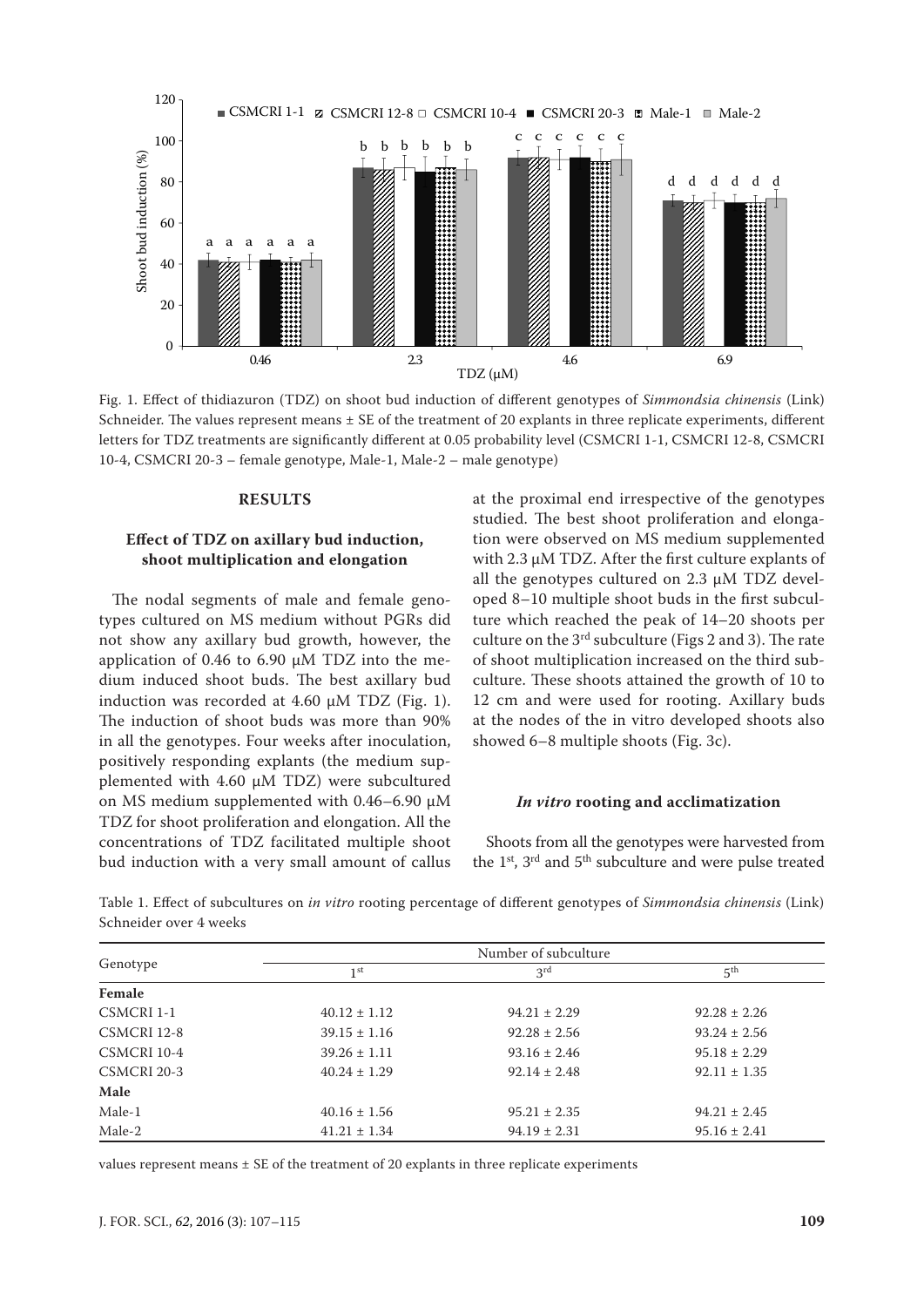Fig. 1. Effect of thidiazuron (TDZ) on shoot bud induction of different genotypes of *Simmondsia chinensis* (Link) Schneider. The values represent means ± SE of the treatment of 20 explants in three replicate experiments, different letters for TDZ treatments are significantly different at 0.05 probability level (CSMCRI 1-1, CSMCRI 12-8, CSMCRI 10-4, CSMCRI 20-3 – female genotype, Male-1, Male-2 – male genotype)

## RESULTS

### Effect of TDZ on axillary bud induction, shoot multiplication and elongation

The nodal segments of male and female genotypes cultured on MS medium without PGRs did not show any axillary bud growth, however, the application of 0.46 to 6.90 µM TDZ into the medium induced shoot buds. The best axillary bud induction was recorded at 4.60 µM TDZ (Fig. 1). The induction of shoot buds was more than 90% in all the genotypes. Four weeks after inoculation, positively responding explants (the medium supplemented with 4.60 µM TDZ) were subcultured on MS medium supplemented with 0.46–6.90 µM TDZ for shoot proliferation and elongation. All the concentrations of TDZ facilitated multiple shoot bud induction with a very small amount of callus at the proximal end irrespective of the genotypes studied. The best shoot proliferation and elongation were observed on MS medium supplemented with 2.3 µM TDZ. After the first culture explants of all the genotypes cultured on 2.3 µM TDZ developed 8–10 multiple shoot buds in the first subculture which reached the peak of 14–20 shoots per culture on the 3rd subculture (Figs 2 and 3). The rate of shoot multiplication increased on the third subculture. These shoots attained the growth of 10 to 12 cm and were used for rooting. Axillary buds at the nodes of the in vitro developed shoots also showed 6–8 multiple shoots (Fig. 3c).

### *In vitro* rooting and acclimatization

Shoots from all the genotypes were harvested from the 1st, 3rd and 5th subculture and were pulse treated

Table 1. Effect of subcultures on *in vitro* rooting percentage of different genotypes of *Simmondsia chinensis* (Link) Schneider over 4 weeks

| Genotype | Number of subculture | | |
|---|---|---|---|
| | 1st | 3rd | 5th |
| **Female** | | | |
| CSMCRI 1-1 | 40.12 ± 1.12 | 94.21 ± 2.29 | 92.28 ± 2.26 |
| CSMCRI 12-8 | 39.15 ± 1.16 | 92.28 ± 2.56 | 93.24 ± 2.56 |
| CSMCRI 10-4 | 39.26 ± 1.11 | 93.16 ± 2.46 | 95.18 ± 2.29 |
| CSMCRI 20-3 | 40.24 ± 1.29 | 92.14 ± 2.48 | 92.11 ± 1.35 |
| **Male** | | | |
| Male-1 | 40.16 ± 1.56 | 95.21 ± 2.35 | 94.21 ± 2.45 |
| Male-2 | 41.21 ± 1.34 | 94.19 ± 2.31 | 95.16 ± 2.41 |

values represent means ± SE of the treatment of 20 explants in three replicate experiments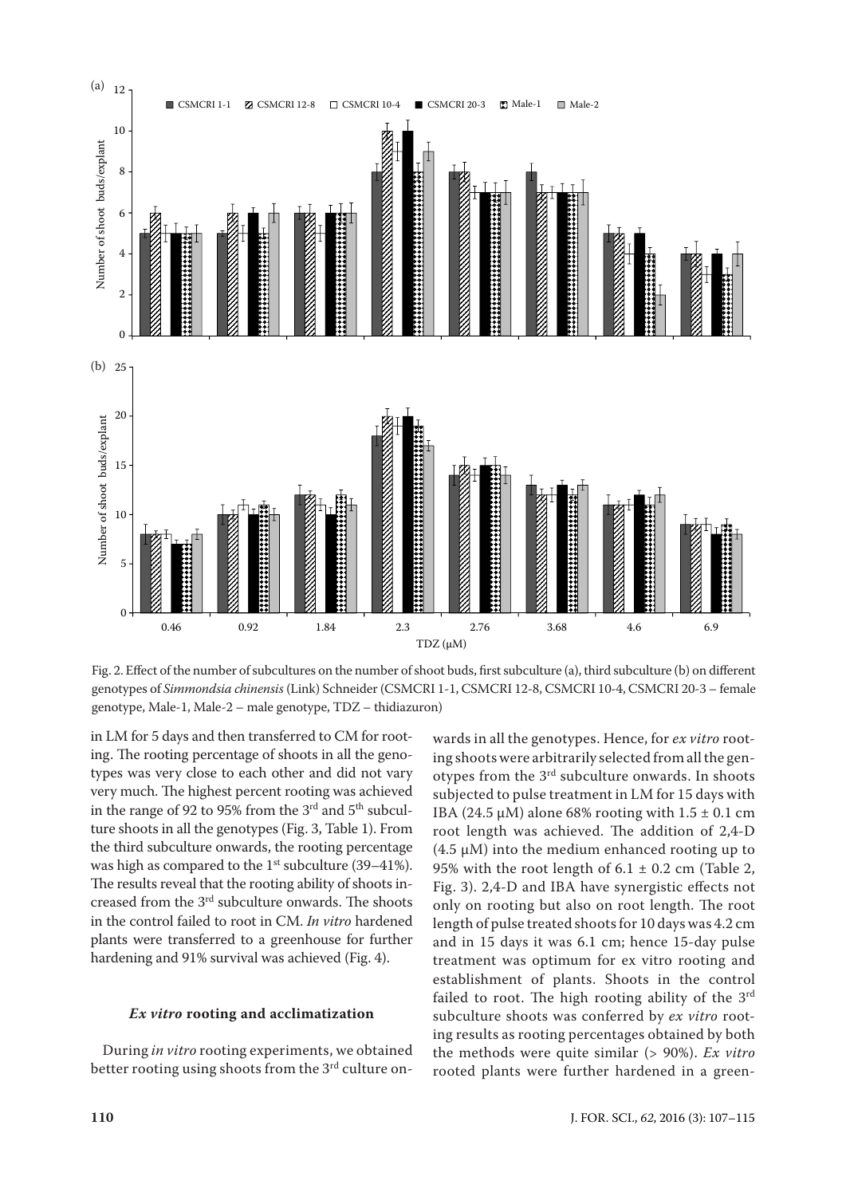Fig. 2. Effect of the number of subcultures on the number of shoot buds, first subculture (a), third subculture (b) on different genotypes of *Simmondsia chinensis* (Link) Schneider (CSMCRI 1-1, CSMCRI 12-8, CSMCRI 10-4, CSMCRI 20-3 – female genotype, Male-1, Male-2 – male genotype, TDZ – thidiazuron)

in LM for 5 days and then transferred to CM for rooting. The rooting percentage of shoots in all the genotypes was very close to each other and did not vary very much. The highest percent rooting was achieved in the range of 92 to 95% from the 3rd and 5th subculture shoots in all the genotypes (Fig. 3, Table 1). From the third subculture onwards, the rooting percentage was high as compared to the 1st subculture (39–41%). The results reveal that the rooting ability of shoots increased from the 3rd subculture onwards. The shoots in the control failed to root in CM. *In vitro* hardened plants were transferred to a greenhouse for further hardening and 91% survival was achieved (Fig. 4).

#### *Ex vitro* rooting and acclimatization

During *in vitro* rooting experiments, we obtained better rooting using shoots from the 3rd culture onwards in all the genotypes. Hence, for *ex vitro* rooting shoots were arbitrarily selected from all the genotypes from the 3rd subculture onwards. In shoots subjected to pulse treatment in LM for 15 days with IBA (24.5 μM) alone 68% rooting with $1.5 \pm 0.1$ cm root length was achieved. The addition of 2,4-D (4.5 μM) into the medium enhanced rooting up to 95% with the root length of $6.1 \pm 0.2$ cm (Table 2, Fig. 3). 2,4-D and IBA have synergistic effects not only on rooting but also on root length. The root length of pulse treated shoots for 10 days was 4.2 cm and in 15 days it was 6.1 cm; hence 15-day pulse treatment was optimum for ex vitro rooting and establishment of plants. Shoots in the control failed to root. The high rooting ability of the 3rd subculture shoots was conferred by *ex vitro* rooting results as rooting percentages obtained by both the methods were quite similar (> 90%). *Ex vitro* rooted plants were further hardened in a green-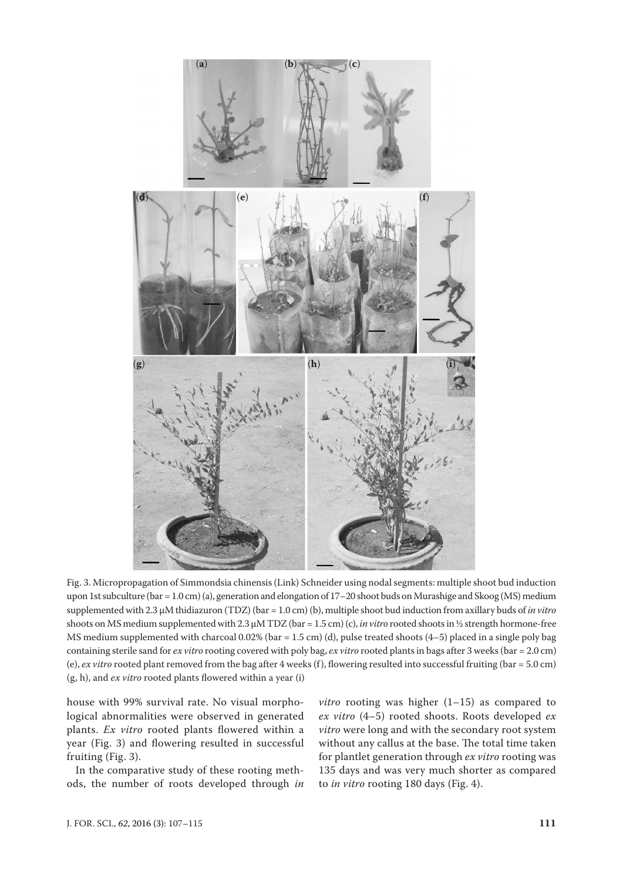Fig. 3. Micropropagation of Simmondsia chinensis (Link) Schneider using nodal segments: multiple shoot bud induction upon 1st subculture (bar = 1.0 cm) (a), generation and elongation of 17–20 shoot buds on Murashige and Skoog (MS) medium supplemented with 2.3 µM thidiazuron (TDZ) (bar = 1.0 cm) (b), multiple shoot bud induction from axillary buds of *in vitro* shoots on MS medium supplemented with 2.3 µM TDZ (bar = 1.5 cm) (c), *in vitro* rooted shoots in ½ strength hormone-free MS medium supplemented with charcoal 0.02% (bar = 1.5 cm) (d), pulse treated shoots (4–5) placed in a single poly bag containing sterile sand for *ex vitro* rooting covered with poly bag, *ex vitro* rooted plants in bags after 3 weeks (bar = 2.0 cm) (e), *ex vitro* rooted plant removed from the bag after 4 weeks (f), flowering resulted into successful fruiting (bar = 5.0 cm) (g, h), and *ex vitro* rooted plants flowered within a year (i)

house with 99% survival rate. No visual morphological abnormalities were observed in generated plants. *Ex vitro* rooted plants flowered within a year (Fig. 3) and flowering resulted in successful fruiting (Fig. 3).

In the comparative study of these rooting methods, the number of roots developed through *in vitro* rooting was higher (1–15) as compared to *ex vitro* (4–5) rooted shoots. Roots developed *ex vitro* were long and with the secondary root system without any callus at the base. The total time taken for plantlet generation through *ex vitro* rooting was 135 days and was very much shorter as compared to *in vitro* rooting 180 days (Fig. 4).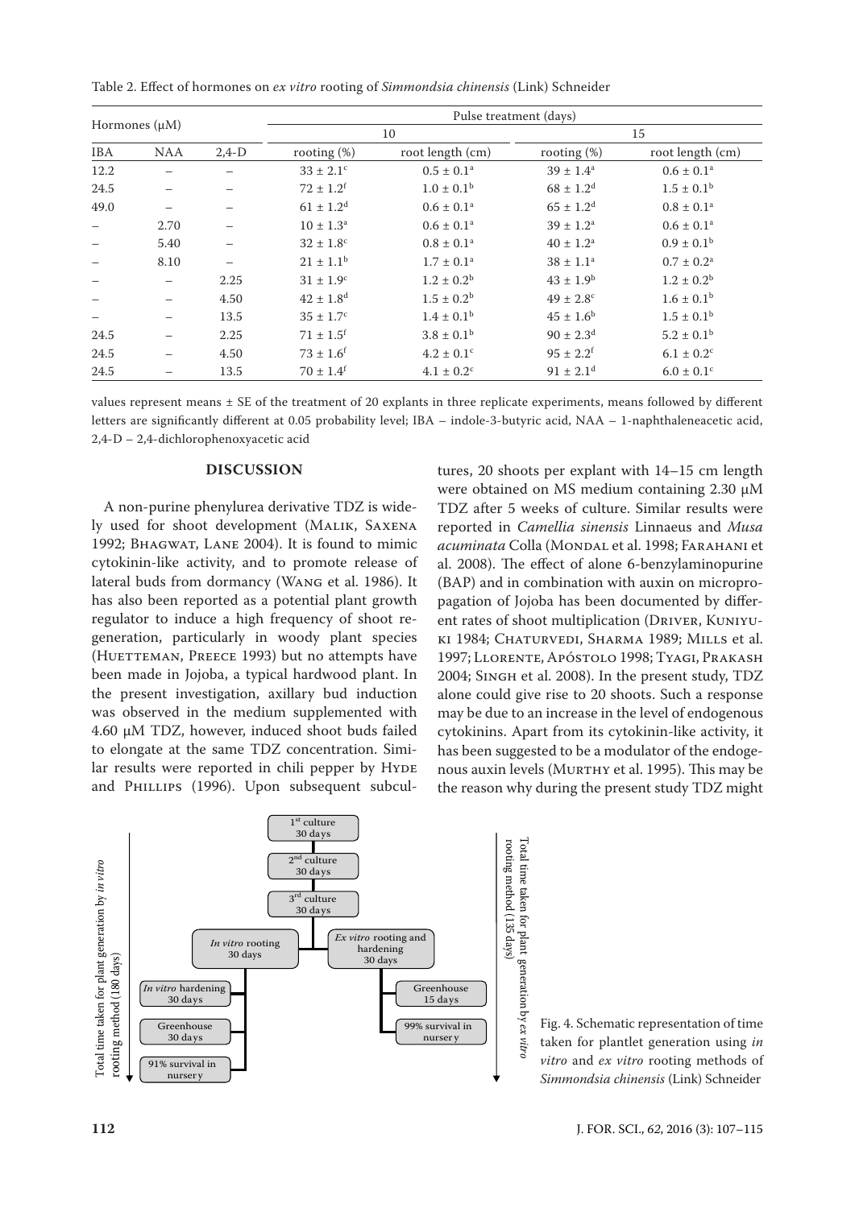Table 2. Effect of hormones on *ex vitro* rooting of *Simmondsia chinensis* (Link) Schneider

| Hormones (µM) | | | Pulse treatment (days) | | | |
|---|---|---|---|---|---|---|
| | | | 10 | | 15 | |
| IBA | NAA | 2,4-D | rooting (%) | root length (cm) | rooting (%) | root length (cm) |
| 12.2 | – | – | $33 \pm 2.1^{c}$ | $0.5 \pm 0.1^{a}$ | $39 \pm 1.4^{a}$ | $0.6 \pm 0.1^{a}$ |
| 24.5 | – | – | $72 \pm 1.2^{f}$ | $1.0 \pm 0.1^{b}$ | $68 \pm 1.2^{d}$ | $1.5 \pm 0.1^{b}$ |
| 49.0 | – | – | $61 \pm 1.2^{d}$ | $0.6 \pm 0.1^{a}$ | $65 \pm 1.2^{d}$ | $0.8 \pm 0.1^{a}$ |
| – | 2.70 | – | $10 \pm 1.3^{a}$ | $0.6 \pm 0.1^{a}$ | $39 \pm 1.2^{a}$ | $0.6 \pm 0.1^{a}$ |
| – | 5.40 | – | $32 \pm 1.8^{c}$ | $0.8 \pm 0.1^{a}$ | $40 \pm 1.2^{a}$ | $0.9 \pm 0.1^{b}$ |
| – | 8.10 | – | $21 \pm 1.1^{b}$ | $1.7 \pm 0.1^{a}$ | $38 \pm 1.1^{a}$ | $0.7 \pm 0.2^{a}$ |
| – | – | 2.25 | $31 \pm 1.9^{c}$ | $1.2 \pm 0.2^{b}$ | $43 \pm 1.9^{b}$ | $1.2 \pm 0.2^{b}$ |
| – | – | 4.50 | $42 \pm 1.8^{d}$ | $1.5 \pm 0.2^{b}$ | $49 \pm 2.8^{c}$ | $1.6 \pm 0.1^{b}$ |
| – | – | 13.5 | $35 \pm 1.7^{c}$ | $1.4 \pm 0.1^{b}$ | $45 \pm 1.6^{b}$ | $1.5 \pm 0.1^{b}$ |
| 24.5 | – | 2.25 | $71 \pm 1.5^{f}$ | $3.8 \pm 0.1^{b}$ | $90 \pm 2.3^{d}$ | $5.2 \pm 0.1^{b}$ |
| 24.5 | – | 4.50 | $73 \pm 1.6^{f}$ | $4.2 \pm 0.1^{c}$ | $95 \pm 2.2^{f}$ | $6.1 \pm 0.2^{c}$ |
| 24.5 | – | 13.5 | $70 \pm 1.4^{f}$ | $4.1 \pm 0.2^{c}$ | $91 \pm 2.1^{d}$ | $6.0 \pm 0.1^{c}$ |

values represent means ± SE of the treatment of 20 explants in three replicate experiments, means followed by different letters are significantly different at 0.05 probability level; IBA – indole-3-butyric acid, NAA – 1-naphthaleneacetic acid, 2,4-D – 2,4-dichlorophenoxyacetic acid

## DISCUSSION

A non-purine phenylurea derivative TDZ is widely used for shoot development (Malik, Saxena 1992; Bhagwat, Lane 2004). It is found to mimic cytokinin-like activity, and to promote release of lateral buds from dormancy (Wang et al. 1986). It has also been reported as a potential plant growth regulator to induce a high frequency of shoot regeneration, particularly in woody plant species (Huetteman, Preece 1993) but no attempts have been made in Jojoba, a typical hardwood plant. In the present investigation, axillary bud induction was observed in the medium supplemented with 4.60 µM TDZ, however, induced shoot buds failed to elongate at the same TDZ concentration. Similar results were reported in chili pepper by Hyde and Phillips (1996). Upon subsequent subcultures, 20 shoots per explant with 14–15 cm length were obtained on MS medium containing 2.30 µM TDZ after 5 weeks of culture. Similar results were reported in *Camellia sinensis* Linnaeus and *Musa acuminata* Colla (Mondal et al. 1998; Farahani et al. 2008). The effect of alone 6-benzylaminopurine (BAP) and in combination with auxin on micropropagation of Jojoba has been documented by different rates of shoot multiplication (Driver, Kuniyuki 1984; Chaturvedi, Sharma 1989; Mills et al. 1997; Llorente, Apóstolo 1998; Tyagi, Prakash 2004; Singh et al. 2008). In the present study, TDZ alone could give rise to 20 shoots. Such a response may be due to an increase in the level of endogenous cytokinins. Apart from its cytokinin-like activity, it has been suggested to be a modulator of the endogenous auxin levels (Murthy et al. 1995). This may be the reason why during the present study TDZ might

Fig. 4. Schematic representation of time taken for plantlet generation using *in vitro* and *ex vitro* rooting methods of *Simmondsia chinensis* (Link) Schneider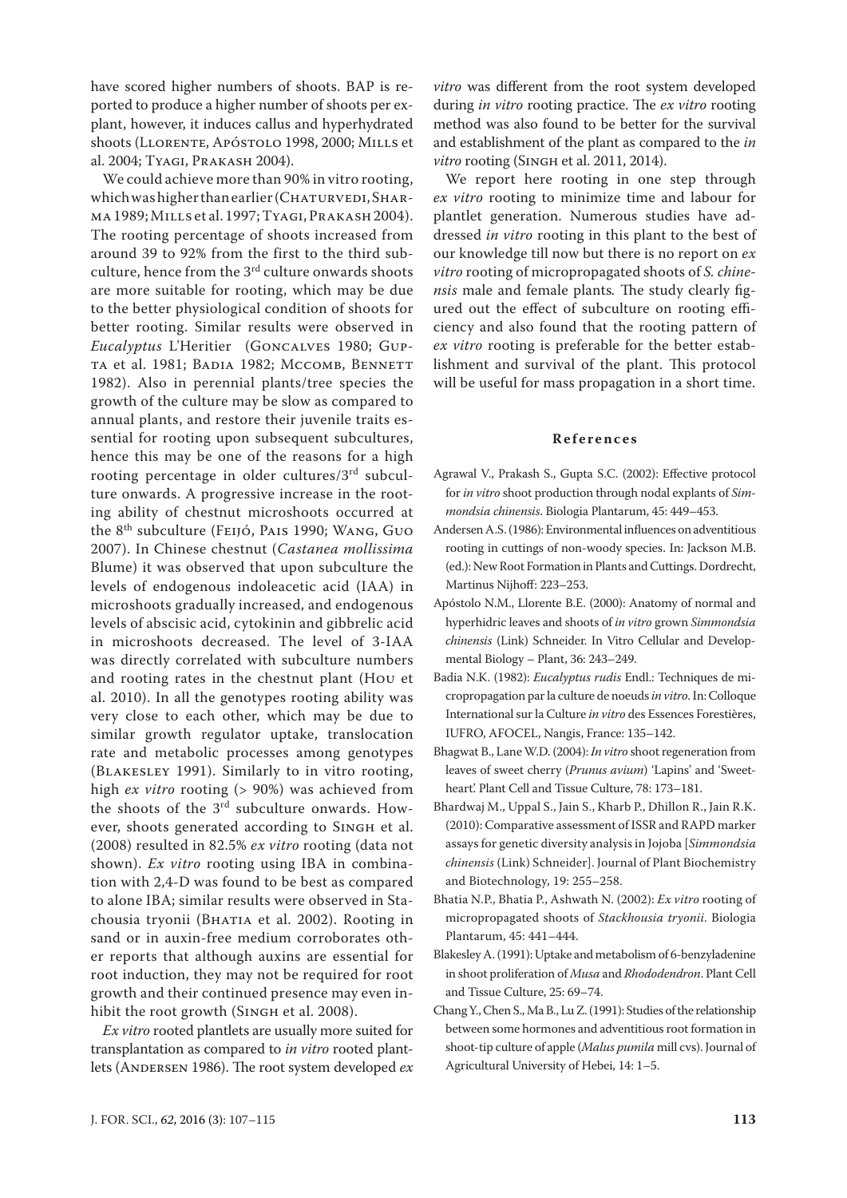have scored higher numbers of shoots. BAP is reported to produce a higher number of shoots per explant, however, it induces callus and hyperhydrated shoots (Llorente, Apóstolo 1998, 2000; Mills et al. 2004; Tyagi, Prakash 2004).

We could achieve more than 90% in vitro rooting, which was higher than earlier (Chaturvedi, Sharma 1989; Mills et al. 1997; Tyagi, Prakash 2004). The rooting percentage of shoots increased from around 39 to 92% from the first to the third subculture, hence from the 3rd culture onwards shoots are more suitable for rooting, which may be due to the better physiological condition of shoots for better rooting. Similar results were observed in *Eucalyptus* L'Heritier (Goncalves 1980; Gupta et al. 1981; Badia 1982; Mccomb, Bennett 1982). Also in perennial plants/tree species the growth of the culture may be slow as compared to annual plants, and restore their juvenile traits essential for rooting upon subsequent subcultures, hence this may be one of the reasons for a high rooting percentage in older cultures/3rd subculture onwards. A progressive increase in the rooting ability of chestnut microshoots occurred at the 8th subculture (Feijó, Pais 1990; Wang, Guo 2007). In Chinese chestnut (*Castanea mollissima* Blume) it was observed that upon subculture the levels of endogenous indoleacetic acid (IAA) in microshoots gradually increased, and endogenous levels of abscisic acid, cytokinin and gibbrelic acid in microshoots decreased. The level of 3-IAA was directly correlated with subculture numbers and rooting rates in the chestnut plant (Hou et al. 2010). In all the genotypes rooting ability was very close to each other, which may be due to similar growth regulator uptake, translocation rate and metabolic processes among genotypes (Blakesley 1991). Similarly to in vitro rooting, high *ex vitro* rooting (> 90%) was achieved from the shoots of the 3rd subculture onwards. However, shoots generated according to Singh et al. (2008) resulted in 82.5% *ex vitro* rooting (data not shown). *Ex vitro* rooting using IBA in combination with 2,4-D was found to be best as compared to alone IBA; similar results were observed in Stachousia tryonii (Bhatia et al. 2002). Rooting in sand or in auxin-free medium corroborates other reports that although auxins are essential for root induction, they may not be required for root growth and their continued presence may even inhibit the root growth (Singh et al. 2008).

*Ex vitro* rooted plantlets are usually more suited for transplantation as compared to *in vitro* rooted plantlets (Andersen 1986). The root system developed *ex vitro* was different from the root system developed during *in vitro* rooting practice. The *ex vitro* rooting method was also found to be better for the survival and establishment of the plant as compared to the *in vitro* rooting (Singh et al. 2011, 2014).

We report here rooting in one step through *ex vitro* rooting to minimize time and labour for plantlet generation. Numerous studies have addressed *in vitro* rooting in this plant to the best of our knowledge till now but there is no report on *ex vitro* rooting of micropropagated shoots of *S. chinensis* male and female plants. The study clearly figured out the effect of subculture on rooting efficiency and also found that the rooting pattern of *ex vitro* rooting is preferable for the better establishment and survival of the plant. This protocol will be useful for mass propagation in a short time.

## References

Agrawal V., Prakash S., Gupta S.C. (2002): Effective protocol for *in vitro* shoot production through nodal explants of *Simmondsia chinensis*. Biologia Plantarum, 45: 449–453.

Andersen A.S. (1986): Environmental influences on adventitious rooting in cuttings of non-woody species. In: Jackson M.B. (ed.): New Root Formation in Plants and Cuttings. Dordrecht, Martinus Nijhoff: 223–253.

Apóstolo N.M., Llorente B.E. (2000): Anatomy of normal and hyperhidric leaves and shoots of *in vitro* grown *Simmondsia chinensis* (Link) Schneider. In Vitro Cellular and Developmental Biology – Plant, 36: 243–249.

Badia N.K. (1982): *Eucalyptus rudis* Endl.: Techniques de micropropagation par la culture de noeuds *in vitro*. In: Colloque International sur la Culture *in vitro* des Essences Forestières, IUFRO, AFOCEL, Nangis, France: 135–142.

Bhagwat B., Lane W.D. (2004): *In vitro* shoot regeneration from leaves of sweet cherry (*Prunus avium*) 'Lapins' and 'Sweetheart'. Plant Cell and Tissue Culture, 78: 173–181.

Bhardwaj M., Uppal S., Jain S., Kharb P., Dhillon R., Jain R.K. (2010): Comparative assessment of ISSR and RAPD marker assays for genetic diversity analysis in Jojoba [*Simmondsia chinensis* (Link) Schneider]. Journal of Plant Biochemistry and Biotechnology, 19: 255–258.

Bhatia N.P., Bhatia P., Ashwath N. (2002): *Ex vitro* rooting of micropropagated shoots of *Stackhousia tryonii*. Biologia Plantarum, 45: 441–444.

Blakesley A. (1991): Uptake and metabolism of 6-benzyladenine in shoot proliferation of *Musa* and *Rhododendron*. Plant Cell and Tissue Culture, 25: 69–74.

Chang Y., Chen S., Ma B., Lu Z. (1991): Studies of the relationship between some hormones and adventitious root formation in shoot-tip culture of apple (*Malus pumila* mill cvs). Journal of Agricultural University of Hebei, 14: 1–5.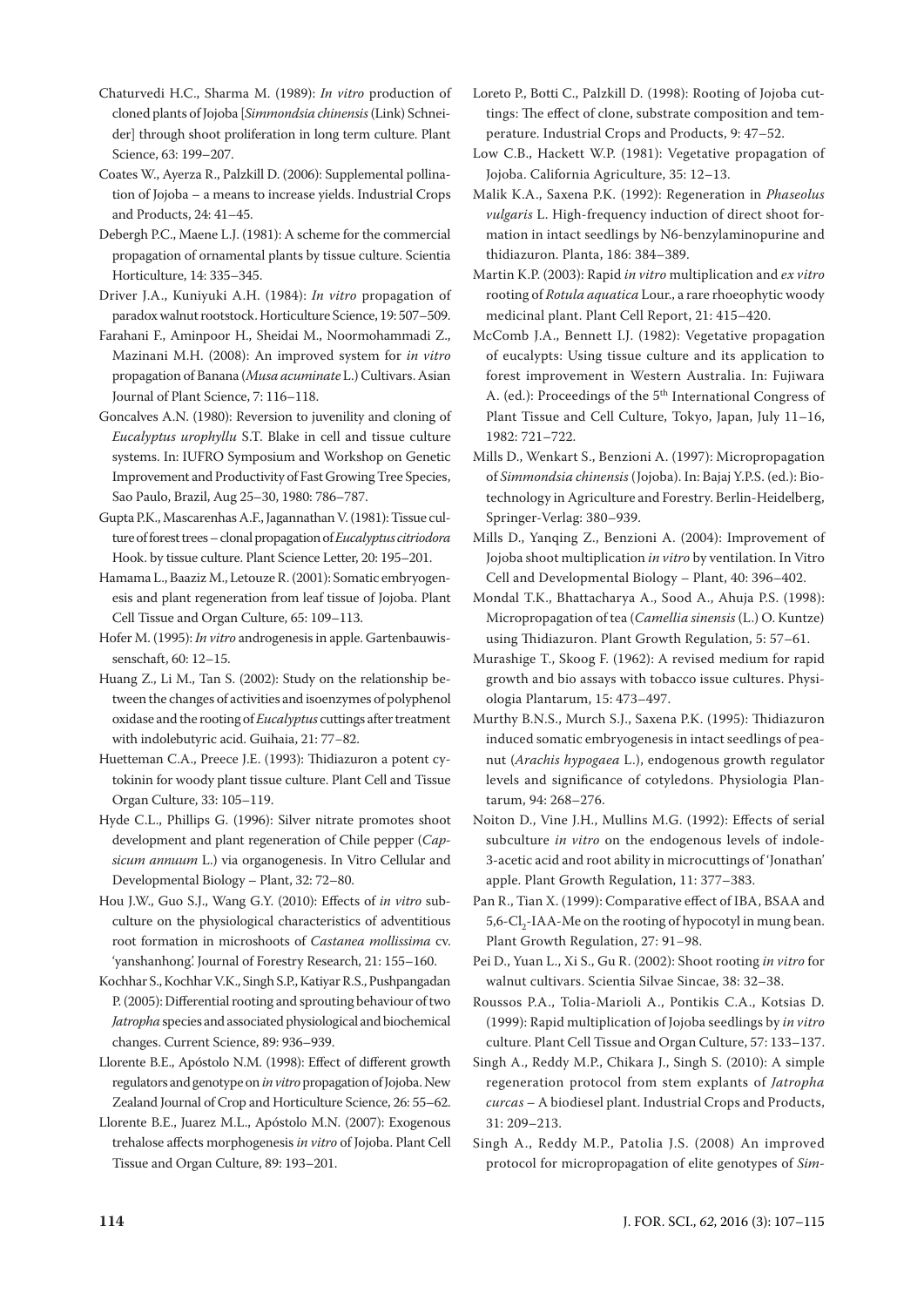Chaturvedi H.C., Sharma M. (1989): *In vitro* production of cloned plants of Jojoba [*Simmondsia chinensis* (Link) Schneider] through shoot proliferation in long term culture. Plant Science, 63: 199–207.

Coates W., Ayerza R., Palzkill D. (2006): Supplemental pollination of Jojoba – a means to increase yields. Industrial Crops and Products, 24: 41–45.

Debergh P.C., Maene L.J. (1981): A scheme for the commercial propagation of ornamental plants by tissue culture. Scientia Horticulture, 14: 335–345.

Driver J.A., Kuniyuki A.H. (1984): *In vitro* propagation of paradox walnut rootstock. Horticulture Science, 19: 507–509.

Farahani F., Aminpoor H., Sheidai M., Noormohammadi Z., Mazinani M.H. (2008): An improved system for *in vitro* propagation of Banana (*Musa acuminate* L.) Cultivars. Asian Journal of Plant Science, 7: 116–118.

Goncalves A.N. (1980): Reversion to juvenility and cloning of *Eucalyptus urophyllu* S.T. Blake in cell and tissue culture systems. In: IUFRO Symposium and Workshop on Genetic Improvement and Productivity of Fast Growing Tree Species, Sao Paulo, Brazil, Aug 25–30, 1980: 786–787.

Gupta P.K., Mascarenhas A.F., Jagannathan V. (1981): Tissue culture of forest trees – clonal propagation of *Eucalyptus citriodora* Hook. by tissue culture. Plant Science Letter, 20: 195–201.

Hamama L., Baaziz M., Letouze R. (2001): Somatic embryogenesis and plant regeneration from leaf tissue of Jojoba. Plant Cell Tissue and Organ Culture, 65: 109–113.

Hofer M. (1995): *In vitro* androgenesis in apple. Gartenbauwissenschaft, 60: 12–15.

Huang Z., Li M., Tan S. (2002): Study on the relationship between the changes of activities and isoenzymes of polyphenol oxidase and the rooting of *Eucalyptus* cuttings after treatment with indolebutyric acid. Guihaia, 21: 77–82.

Huetteman C.A., Preece J.E. (1993): Thidiazuron a potent cytokinin for woody plant tissue culture. Plant Cell and Tissue Organ Culture, 33: 105–119.

Hyde C.L., Phillips G. (1996): Silver nitrate promotes shoot development and plant regeneration of Chile pepper (*Capsicum annuum* L.) via organogenesis. In Vitro Cellular and Developmental Biology – Plant, 32: 72–80.

Hou J.W., Guo S.J., Wang G.Y. (2010): Effects of *in vitro* subculture on the physiological characteristics of adventitious root formation in microshoots of *Castanea mollissima* cv. 'yanshanhong'. Journal of Forestry Research, 21: 155–160.

Kochhar S., Kochhar V.K., Singh S.P., Katiyar R.S., Pushpangadan P. (2005): Differential rooting and sprouting behaviour of two *Jatropha* species and associated physiological and biochemical changes. Current Science, 89: 936–939.

Llorente B.E., Apóstolo N.M. (1998): Effect of different growth regulators and genotype on *in vitro* propagation of Jojoba. New Zealand Journal of Crop and Horticulture Science, 26: 55–62.

Llorente B.E., Juarez M.L., Apóstolo M.N. (2007): Exogenous trehalose affects morphogenesis *in vitro* of Jojoba. Plant Cell Tissue and Organ Culture, 89: 193–201.

Loreto P., Botti C., Palzkill D. (1998): Rooting of Jojoba cuttings: The effect of clone, substrate composition and temperature. Industrial Crops and Products, 9: 47–52.

Low C.B., Hackett W.P. (1981): Vegetative propagation of Jojoba. California Agriculture, 35: 12–13.

Malik K.A., Saxena P.K. (1992): Regeneration in *Phaseolus vulgaris* L. High-frequency induction of direct shoot formation in intact seedlings by N6-benzylaminopurine and thidiazuron. Planta, 186: 384–389.

Martin K.P. (2003): Rapid *in vitro* multiplication and *ex vitro* rooting of *Rotula aquatica* Lour., a rare rhoeophytic woody medicinal plant. Plant Cell Report, 21: 415–420.

McComb J.A., Bennett I.J. (1982): Vegetative propagation of eucalypts: Using tissue culture and its application to forest improvement in Western Australia. In: Fujiwara A. (ed.): Proceedings of the 5th International Congress of Plant Tissue and Cell Culture, Tokyo, Japan, July 11–16, 1982: 721–722.

Mills D., Wenkart S., Benzioni A. (1997): Micropropagation of *Simmondsia chinensis* (Jojoba). In: Bajaj Y.P.S. (ed.): Biotechnology in Agriculture and Forestry. Berlin-Heidelberg, Springer-Verlag: 380–939.

Mills D., Yanqing Z., Benzioni A. (2004): Improvement of Jojoba shoot multiplication *in vitro* by ventilation. In Vitro Cell and Developmental Biology – Plant, 40: 396–402.

Mondal T.K., Bhattacharya A., Sood A., Ahuja P.S. (1998): Micropropagation of tea (*Camellia sinensis* (L.) O. Kuntze) using Thidiazuron. Plant Growth Regulation, 5: 57–61.

Murashige T., Skoog F. (1962): A revised medium for rapid growth and bio assays with tobacco issue cultures. Physiologia Plantarum, 15: 473–497.

Murthy B.N.S., Murch S.J., Saxena P.K. (1995): Thidiazuron induced somatic embryogenesis in intact seedlings of peanut (*Arachis hypogaea* L.), endogenous growth regulator levels and significance of cotyledons. Physiologia Plantarum, 94: 268–276.

Noiton D., Vine J.H., Mullins M.G. (1992): Effects of serial subculture *in vitro* on the endogenous levels of indole-3-acetic acid and root ability in microcuttings of 'Jonathan' apple. Plant Growth Regulation, 11: 377–383.

Pan R., Tian X. (1999): Comparative effect of IBA, BSAA and 5,6-$Cl_2$-IAA-Me on the rooting of hypocotyl in mung bean. Plant Growth Regulation, 27: 91–98.

Pei D., Yuan L., Xi S., Gu R. (2002): Shoot rooting *in vitro* for walnut cultivars. Scientia Silvae Sincae, 38: 32–38.

Roussos P.A., Tolia-Marioli A., Pontikis C.A., Kotsias D. (1999): Rapid multiplication of Jojoba seedlings by *in vitro* culture. Plant Cell Tissue and Organ Culture, 57: 133–137.

Singh A., Reddy M.P., Chikara J., Singh S. (2010): A simple regeneration protocol from stem explants of *Jatropha curcas* – A biodiesel plant. Industrial Crops and Products, 31: 209–213.

Singh A., Reddy M.P., Patolia J.S. (2008) An improved protocol for micropropagation of elite genotypes of *Sim-*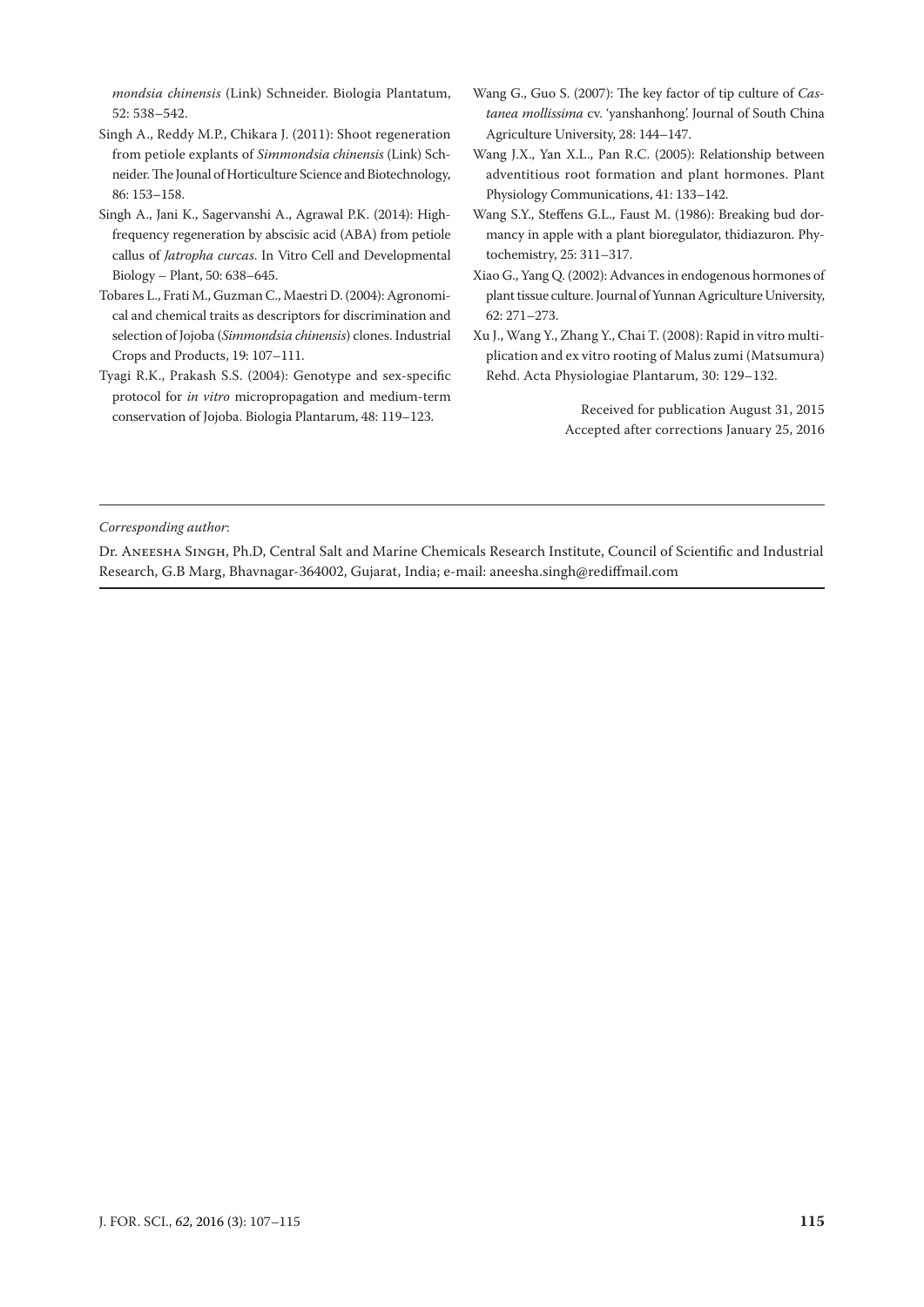*mondsia chinensis* (Link) Schneider. Biologia Plantatum, 52: 538–542.

Singh A., Reddy M.P., Chikara J. (2011): Shoot regeneration from petiole explants of *Simmondsia chinensis* (Link) Schneider. The Jounal of Horticulture Science and Biotechnology, 86: 153–158.

Singh A., Jani K., Sagervanshi A., Agrawal P.K. (2014): High-frequency regeneration by abscisic acid (ABA) from petiole callus of *Jatropha curcas*. In Vitro Cell and Developmental Biology – Plant, 50: 638–645.

Tobares L., Frati M., Guzman C., Maestri D. (2004): Agronomical and chemical traits as descriptors for discrimination and selection of Jojoba (*Simmondsia chinensis*) clones. Industrial Crops and Products, 19: 107–111.

Tyagi R.K., Prakash S.S. (2004): Genotype and sex-specific protocol for *in vitro* micropropagation and medium-term conservation of Jojoba. Biologia Plantarum, 48: 119–123.

Wang G., Guo S. (2007): The key factor of tip culture of *Castanea mollissima* cv. 'yanshanhong'. Journal of South China Agriculture University, 28: 144–147.

Wang J.X., Yan X.L., Pan R.C. (2005): Relationship between adventitious root formation and plant hormones. Plant Physiology Communications, 41: 133–142.

Wang S.Y., Steffens G.L., Faust M. (1986): Breaking bud dormancy in apple with a plant bioregulator, thidiazuron. Phytochemistry, 25: 311–317.

Xiao G., Yang Q. (2002): Advances in endogenous hormones of plant tissue culture. Journal of Yunnan Agriculture University, 62: 271–273.

Xu J., Wang Y., Zhang Y., Chai T. (2008): Rapid in vitro multiplication and ex vitro rooting of Malus zumi (Matsumura) Rehd. Acta Physiologiae Plantarum, 30: 129–132.

Received for publication August 31, 2015
Accepted after corrections January 25, 2016

*Corresponding author*:

Dr. Aneesha Singh, Ph.D, Central Salt and Marine Chemicals Research Institute, Council of Scientific and Industrial Research, G.B Marg, Bhavnagar-364002, Gujarat, India; e-mail: aneesha.singh@rediffmail.com